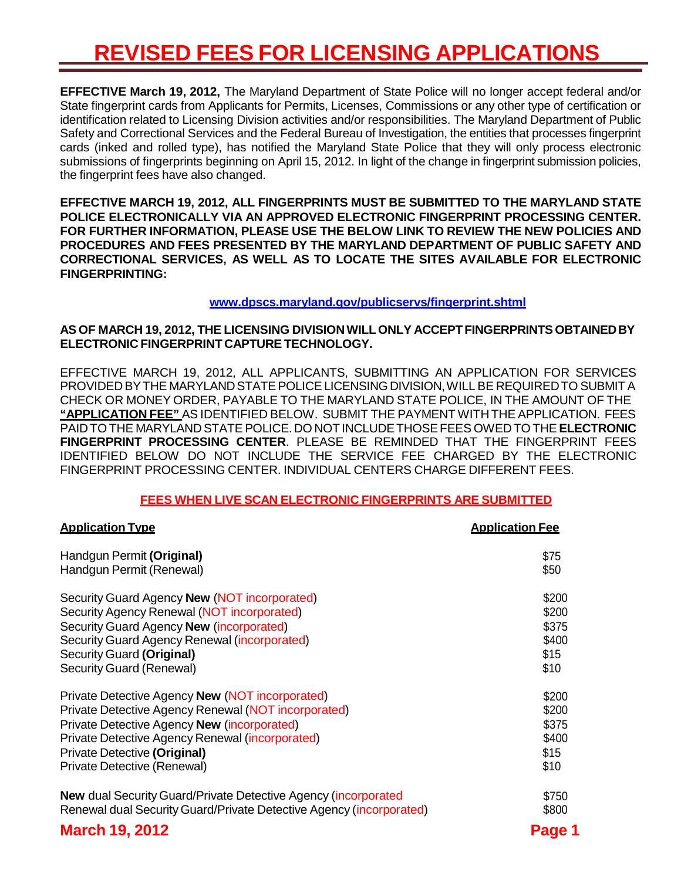# REVISED FEES FOR LICENSING APPLICATIONS

**EFFECTIVE March 19, 2012,** The Maryland Department of State Police will no longer accept federal and/or State fingerprint cards from Applicants for Permits, Licenses, Commissions or any other type of certification or identification related to Licensing Division activities and/or responsibilities. The Maryland Department of Public Safety and Correctional Services and the Federal Bureau of Investigation, the entities that processes fingerprint cards (inked and rolled type), has notified the Maryland State Police that they will only process electronic submissions of fingerprints beginning on April 15, 2012. In light of the change in fingerprint submission policies, the fingerprint fees have also changed.

**EFFECTIVE MARCH 19, 2012, ALL FINGERPRINTS MUST BE SUBMITTED TO THE MARYLAND STATE POLICE ELECTRONICALLY VIA AN APPROVED ELECTRONIC FINGERPRINT PROCESSING CENTER. FOR FURTHER INFORMATION, PLEASE USE THE BELOW LINK TO REVIEW THE NEW POLICIES AND PROCEDURES AND FEES PRESENTED BY THE MARYLAND DEPARTMENT OF PUBLIC SAFETY AND CORRECTIONAL SERVICES, AS WELL AS TO LOCATE THE SITES AVAILABLE FOR ELECTRONIC FINGERPRINTING:**

**www.dpscs.maryland.gov/publicservs/fingerprint.shtml**

**AS OF MARCH 19, 2012, THE LICENSING DIVISION WILL ONLY ACCEPT FINGERPRINTS OBTAINED BY ELECTRONIC FINGERPRINT CAPTURE TECHNOLOGY.**

EFFECTIVE MARCH 19, 2012, ALL APPLICANTS, SUBMITTING AN APPLICATION FOR SERVICES PROVIDED BY THE MARYLAND STATE POLICE LICENSING DIVISION, WILL BE REQUIRED TO SUBMIT A CHECK OR MONEY ORDER, PAYABLE TO THE MARYLAND STATE POLICE, IN THE AMOUNT OF THE **"APPLICATION FEE"** AS IDENTIFIED BELOW. SUBMIT THE PAYMENT WITH THE APPLICATION. FEES PAID TO THE MARYLAND STATE POLICE. DO NOT INCLUDE THOSE FEES OWED TO THE **ELECTRONIC FINGERPRINT PROCESSING CENTER**. PLEASE BE REMINDED THAT THE FINGERPRINT FEES IDENTIFIED BELOW DO NOT INCLUDE THE SERVICE FEE CHARGED BY THE ELECTRONIC FINGERPRINT PROCESSING CENTER. INDIVIDUAL CENTERS CHARGE DIFFERENT FEES.

## FEES WHEN LIVE SCAN ELECTRONIC FINGERPRINTS ARE SUBMITTED

| Application Type | Application Fee |
|---|---|
| Handgun Permit **(Original)** | $75 |
| Handgun Permit (Renewal) | $50 |
| Security Guard Agency **New** (NOT incorporated) | $200 |
| Security Agency Renewal (NOT incorporated) | $200 |
| Security Guard Agency **New** (incorporated) | $375 |
| Security Guard Agency Renewal (incorporated) | $400 |
| Security Guard **(Original)** | $15 |
| Security Guard (Renewal) | $10 |
| Private Detective Agency **New** (NOT incorporated) | $200 |
| Private Detective Agency Renewal (NOT incorporated) | $200 |
| Private Detective Agency **New** (incorporated) | $375 |
| Private Detective Agency Renewal (incorporated) | $400 |
| Private Detective **(Original)** | $15 |
| Private Detective (Renewal) | $10 |
| **New** dual Security Guard/Private Detective Agency (incorporated | $750 |
| Renewal dual Security Guard/Private Detective Agency (incorporated) | $800 |

**March 19, 2012**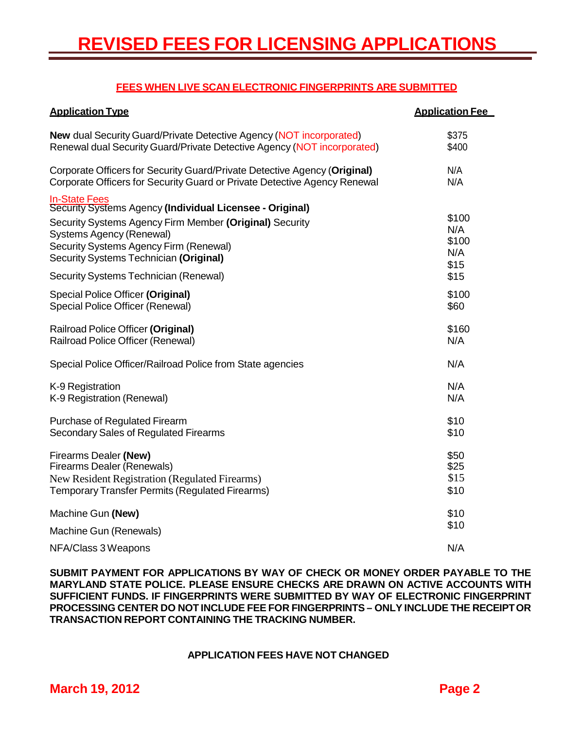# REVISED FEES FOR LICENSING APPLICATIONS

## FEES WHEN LIVE SCAN ELECTRONIC FINGERPRINTS ARE SUBMITTED

| Application Type | Application Fee |
| --- | --- |
| **New** dual Security Guard/Private Detective Agency (NOT incorporated) | $375 |
| Renewal dual Security Guard/Private Detective Agency (NOT incorporated) | $400 |
| Corporate Officers for Security Guard/Private Detective Agency (**Original**) | N/A |
| Corporate Officers for Security Guard or Private Detective Agency Renewal | N/A |
| In-State Fees | |
| Security Systems Agency **(Individual Licensee - Original)** | $100 |
| Security Systems Agency Firm Member **(Original)** | N/A |
| Security Systems Agency (Renewal) | $100 |
| Security Systems Agency Firm (Renewal) | N/A |
| Security Systems Technician **(Original)** | $15 |
| Security Systems Technician (Renewal) | $15 |
| Special Police Officer **(Original)** | $100 |
| Special Police Officer (Renewal) | $60 |
| Railroad Police Officer **(Original)** | $160 |
| Railroad Police Officer (Renewal) | N/A |
| Special Police Officer/Railroad Police from State agencies | N/A |
| K-9 Registration | N/A |
| K-9 Registration (Renewal) | N/A |
| Purchase of Regulated Firearm | $10 |
| Secondary Sales of Regulated Firearms | $10 |
| Firearms Dealer **(New)** | $50 |
| Firearms Dealer (Renewals) | $25 |
| New Resident Registration (Regulated Firearms) | $15 |
| Temporary Transfer Permits (Regulated Firearms) | $10 |
| Machine Gun **(New)** | $10 |
| Machine Gun (Renewals) | $10 |
| NFA/Class 3 Weapons | N/A |

**SUBMIT PAYMENT FOR APPLICATIONS BY WAY OF CHECK OR MONEY ORDER PAYABLE TO THE MARYLAND STATE POLICE. PLEASE ENSURE CHECKS ARE DRAWN ON ACTIVE ACCOUNTS WITH SUFFICIENT FUNDS. IF FINGERPRINTS WERE SUBMITTED BY WAY OF ELECTRONIC FINGERPRINT PROCESSING CENTER DO NOT INCLUDE FEE FOR FINGERPRINTS – ONLY INCLUDE THE RECEIPT OR TRANSACTION REPORT CONTAINING THE TRACKING NUMBER.**

**APPLICATION FEES HAVE NOT CHANGED**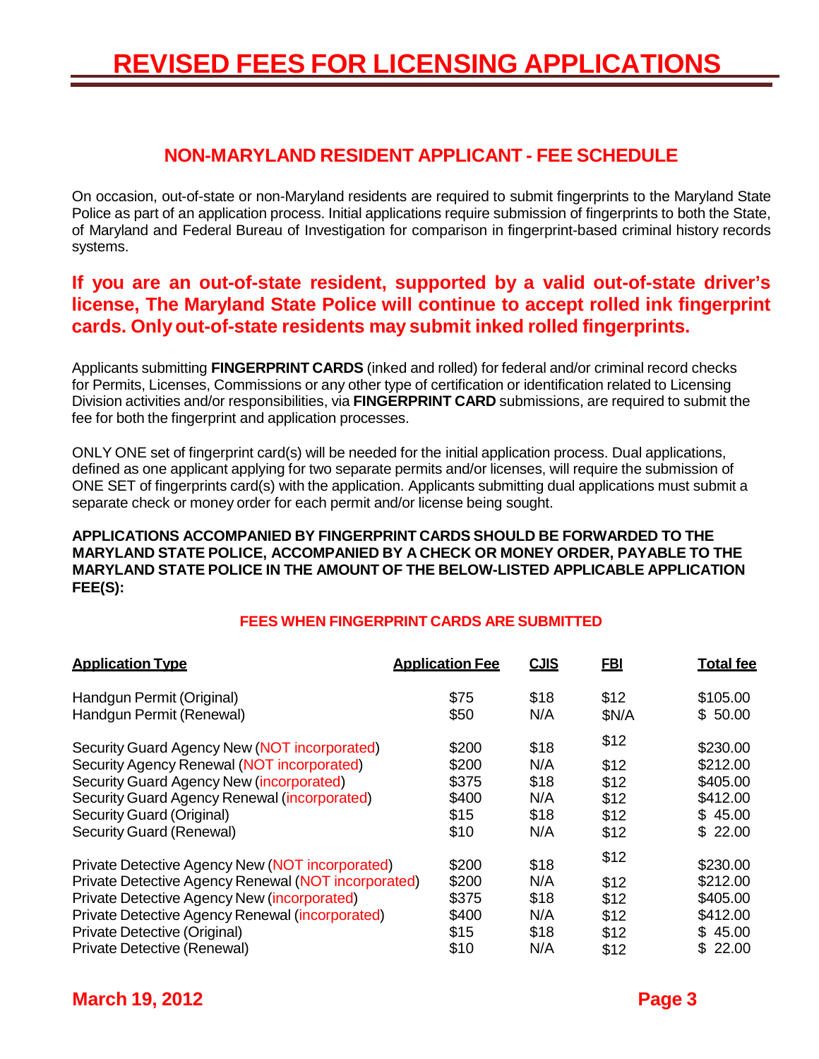# REVISED FEES FOR LICENSING APPLICATIONS

## NON-MARYLAND RESIDENT APPLICANT - FEE SCHEDULE

On occasion, out-of-state or non-Maryland residents are required to submit fingerprints to the Maryland State Police as part of an application process. Initial applications require submission of fingerprints to both the State, of Maryland and Federal Bureau of Investigation for comparison in fingerprint-based criminal history records systems.

**If you are an out-of-state resident, supported by a valid out-of-state driver's license, The Maryland State Police will continue to accept rolled ink fingerprint cards. Only out-of-state residents may submit inked rolled fingerprints.**

Applicants submitting **FINGERPRINT CARDS** (inked and rolled) for federal and/or criminal record checks for Permits, Licenses, Commissions or any other type of certification or identification related to Licensing Division activities and/or responsibilities, via **FINGERPRINT CARD** submissions, are required to submit the fee for both the fingerprint and application processes.

ONLY ONE set of fingerprint card(s) will be needed for the initial application process. Dual applications, defined as one applicant applying for two separate permits and/or licenses, will require the submission of ONE SET of fingerprints card(s) with the application. Applicants submitting dual applications must submit a separate check or money order for each permit and/or license being sought.

**APPLICATIONS ACCOMPANIED BY FINGERPRINT CARDS SHOULD BE FORWARDED TO THE MARYLAND STATE POLICE, ACCOMPANIED BY A CHECK OR MONEY ORDER, PAYABLE TO THE MARYLAND STATE POLICE IN THE AMOUNT OF THE BELOW-LISTED APPLICABLE APPLICATION FEE(S):**

### FEES WHEN FINGERPRINT CARDS ARE SUBMITTED

| Application Type | Application Fee | CJIS | FBI | Total fee |
|---|---|---|---|---|
| Handgun Permit (Original) | $75 | $18 | $12 | $105.00 |
| Handgun Permit (Renewal) | $50 | N/A | $N/A | $ 50.00 |
| Security Guard Agency New (NOT incorporated) | $200 | $18 | $12 | $230.00 |
| Security Agency Renewal (NOT incorporated) | $200 | N/A | $12 | $212.00 |
| Security Guard Agency New (incorporated) | $375 | $18 | $12 | $405.00 |
| Security Guard Agency Renewal (incorporated) | $400 | N/A | $12 | $412.00 |
| Security Guard (Original) | $15 | $18 | $12 | $ 45.00 |
| Security Guard (Renewal) | $10 | N/A | $12 | $ 22.00 |
| Private Detective Agency New (NOT incorporated) | $200 | $18 | $12 | $230.00 |
| Private Detective Agency Renewal (NOT incorporated) | $200 | N/A | $12 | $212.00 |
| Private Detective Agency New (incorporated) | $375 | $18 | $12 | $405.00 |
| Private Detective Agency Renewal (incorporated) | $400 | N/A | $12 | $412.00 |
| Private Detective (Original) | $15 | $18 | $12 | $ 45.00 |
| Private Detective (Renewal) | $10 | N/A | $12 | $ 22.00 |

March 19, 2012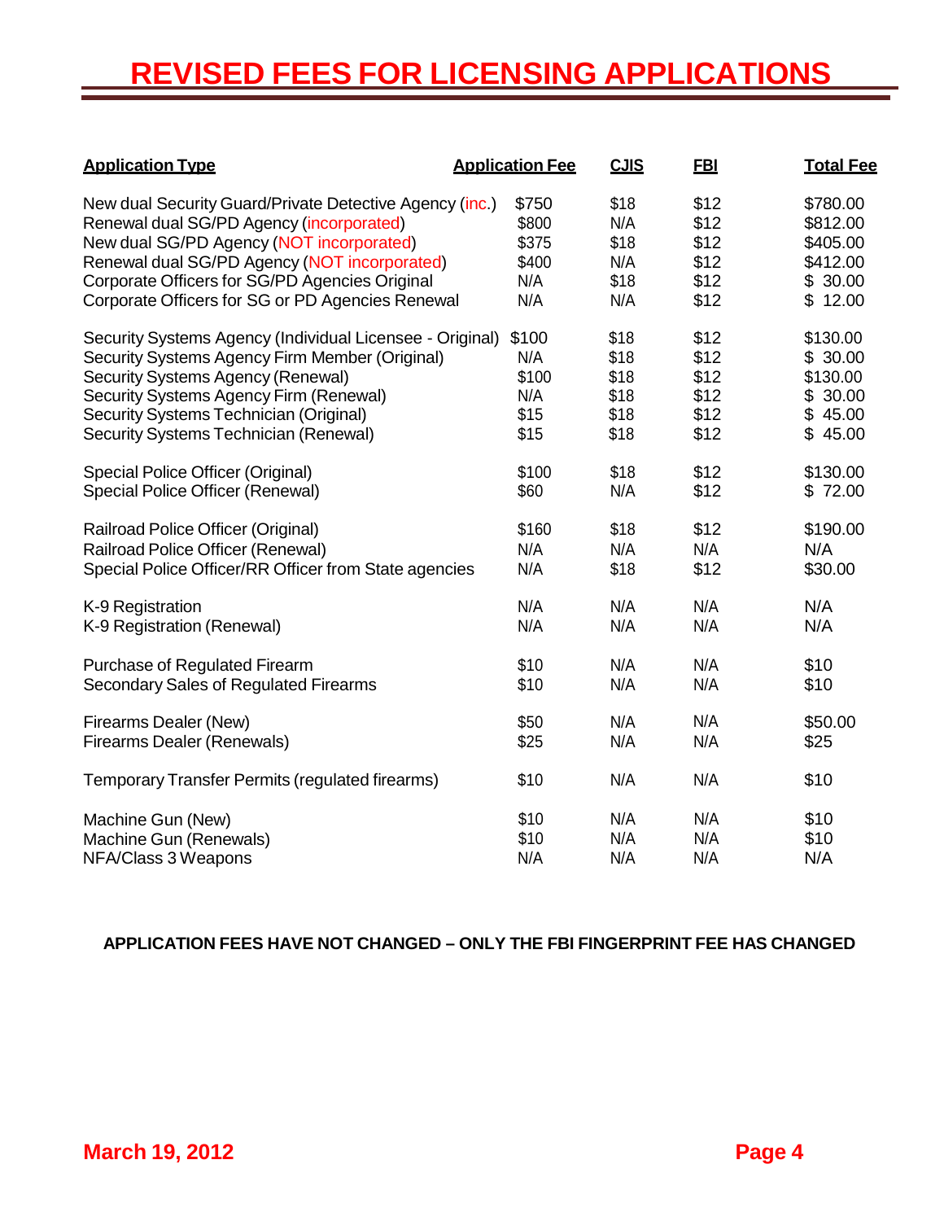# REVISED FEES FOR LICENSING APPLICATIONS

| Application Type | Application Fee | CJIS | FBI | Total Fee |
|---|---|---|---|---|
| New dual Security Guard/Private Detective Agency (inc.) | $750 | $18 | $12 | $780.00 |
| Renewal dual SG/PD Agency (incorporated) | $800 | N/A | $12 | $812.00 |
| New dual SG/PD Agency (NOT incorporated) | $375 | $18 | $12 | $405.00 |
| Renewal dual SG/PD Agency (NOT incorporated) | $400 | N/A | $12 | $412.00 |
| Corporate Officers for SG/PD Agencies Original | N/A | $18 | $12 | $ 30.00 |
| Corporate Officers for SG or PD Agencies Renewal | N/A | N/A | $12 | $ 12.00 |
| Security Systems Agency (Individual Licensee - Original) | $100 | $18 | $12 | $130.00 |
| Security Systems Agency Firm Member (Original) | N/A | $18 | $12 | $ 30.00 |
| Security Systems Agency (Renewal) | $100 | $18 | $12 | $130.00 |
| Security Systems Agency Firm (Renewal) | N/A | $18 | $12 | $ 30.00 |
| Security Systems Technician (Original) | $15 | $18 | $12 | $ 45.00 |
| Security Systems Technician (Renewal) | $15 | $18 | $12 | $ 45.00 |
| Special Police Officer (Original) | $100 | $18 | $12 | $130.00 |
| Special Police Officer (Renewal) | $60 | N/A | $12 | $ 72.00 |
| Railroad Police Officer (Original) | $160 | $18 | $12 | $190.00 |
| Railroad Police Officer (Renewal) | N/A | N/A | N/A | N/A |
| Special Police Officer/RR Officer from State agencies | N/A | $18 | $12 | $30.00 |
| K-9 Registration | N/A | N/A | N/A | N/A |
| K-9 Registration (Renewal) | N/A | N/A | N/A | N/A |
| Purchase of Regulated Firearm | $10 | N/A | N/A | $10 |
| Secondary Sales of Regulated Firearms | $10 | N/A | N/A | $10 |
| Firearms Dealer (New) | $50 | N/A | N/A | $50.00 |
| Firearms Dealer (Renewals) | $25 | N/A | N/A | $25 |
| Temporary Transfer Permits (regulated firearms) | $10 | N/A | N/A | $10 |
| Machine Gun (New) | $10 | N/A | N/A | $10 |
| Machine Gun (Renewals) | $10 | N/A | N/A | $10 |
| NFA/Class 3 Weapons | N/A | N/A | N/A | N/A |

**APPLICATION FEES HAVE NOT CHANGED – ONLY THE FBI FINGERPRINT FEE HAS CHANGED**

**March 19, 2012**